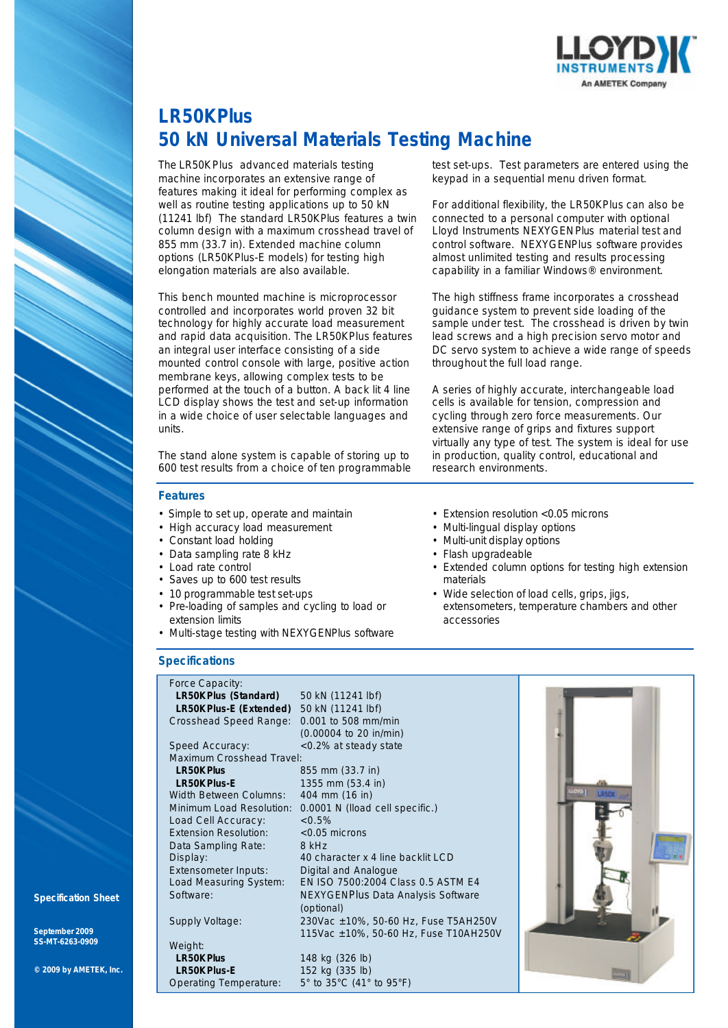# LR50KPlus
# 50 kN Universal Materials Testing Machine

The LR50KPlus advanced materials testing machine incorporates an extensive range of features making it ideal for performing complex as well as routine testing applications up to 50 kN (11241 lbf) The standard LR50KPlus features a twin column design with a maximum crosshead travel of 855 mm (33.7 in). Extended machine column options (LR50KPlus-E models) for testing high elongation materials are also available.

This bench mounted machine is microprocessor controlled and incorporates world proven 32 bit technology for highly accurate load measurement and rapid data acquisition. The LR50KPlus features an integral user interface consisting of a side mounted control console with large, positive action membrane keys, allowing complex tests to be performed at the touch of a button. A back lit 4 line LCD display shows the test and set-up information in a wide choice of user selectable languages and units.

The stand alone system is capable of storing up to 600 test results from a choice of ten programmable test set-ups. Test parameters are entered using the keypad in a sequential menu driven format.

For additional flexibility, the LR50KPlus can also be connected to a personal computer with optional Lloyd Instruments NEXYGENPlus material test and control software. NEXYGENPlus software provides almost unlimited testing and results processing capability in a familiar Windows® environment.

The high stiffness frame incorporates a crosshead guidance system to prevent side loading of the sample under test. The crosshead is driven by twin lead screws and a high precision servo motor and DC servo system to achieve a wide range of speeds throughout the full load range.

A series of highly accurate, interchangeable load cells is available for tension, compression and cycling through zero force measurements. Our extensive range of grips and fixtures support virtually any type of test. The system is ideal for use in production, quality control, educational and research environments.

## Features

- Simple to set up, operate and maintain
- High accuracy load measurement
- Constant load holding
- Data sampling rate 8 kHz
- Load rate control
- Saves up to 600 test results
- 10 programmable test set-ups
- Pre-loading of samples and cycling to load or extension limits
- Multi-stage testing with NEXYGENPlus software
- Extension resolution <0.05 microns
- Multi-lingual display options
- Multi-unit display options
- Flash upgradeable
- Extended column options for testing high extension materials
- Wide selection of load cells, grips, jigs, extensometers, temperature chambers and other accessories

## Specifications

| | |
|---|---|
| Force Capacity: | |
| **LR50KPlus (Standard)** | 50 kN (11241 lbf) |
| **LR50KPlus-E (Extended)** | 50 kN (11241 lbf) |
| Crosshead Speed Range: | 0.001 to 508 mm/min (0.00004 to 20 in/min) |
| Speed Accuracy: | <0.2% at steady state |
| Maximum Crosshead Travel: | |
| **LR50KPlus** | 855 mm (33.7 in) |
| **LR50KPlus-E** | 1355 mm (53.4 in) |
| Width Between Columns: | 404 mm (16 in) |
| Minimum Load Resolution: | 0.0001 N (lload cell specific.) |
| Load Cell Accuracy: | <0.5% |
| Extension Resolution: | <0.05 microns |
| Data Sampling Rate: | 8 kHz |
| Display: | 40 character x 4 line backlit LCD |
| Extensometer Inputs: | Digital and Analogue |
| Load Measuring System: | EN ISO 7500:2004 Class 0.5 ASTM E4 |
| Software: | NEXYGENPlus Data Analysis Software (optional) |
| Supply Voltage: | 230Vac ±10%, 50-60 Hz, Fuse T5AH250V<br>115Vac ±10%, 50-60 Hz, Fuse T10AH250V |
| Weight: | |
| **LR50KPlus** | 148 kg (326 lb) |
| **LR50KPlus-E** | 152 kg (335 lb) |
| Operating Temperature: | 5° to 35°C (41° to 95°F) |

Specification Sheet

September 2009
SS-MT-6263-0909

© 2009 by AMETEK, Inc.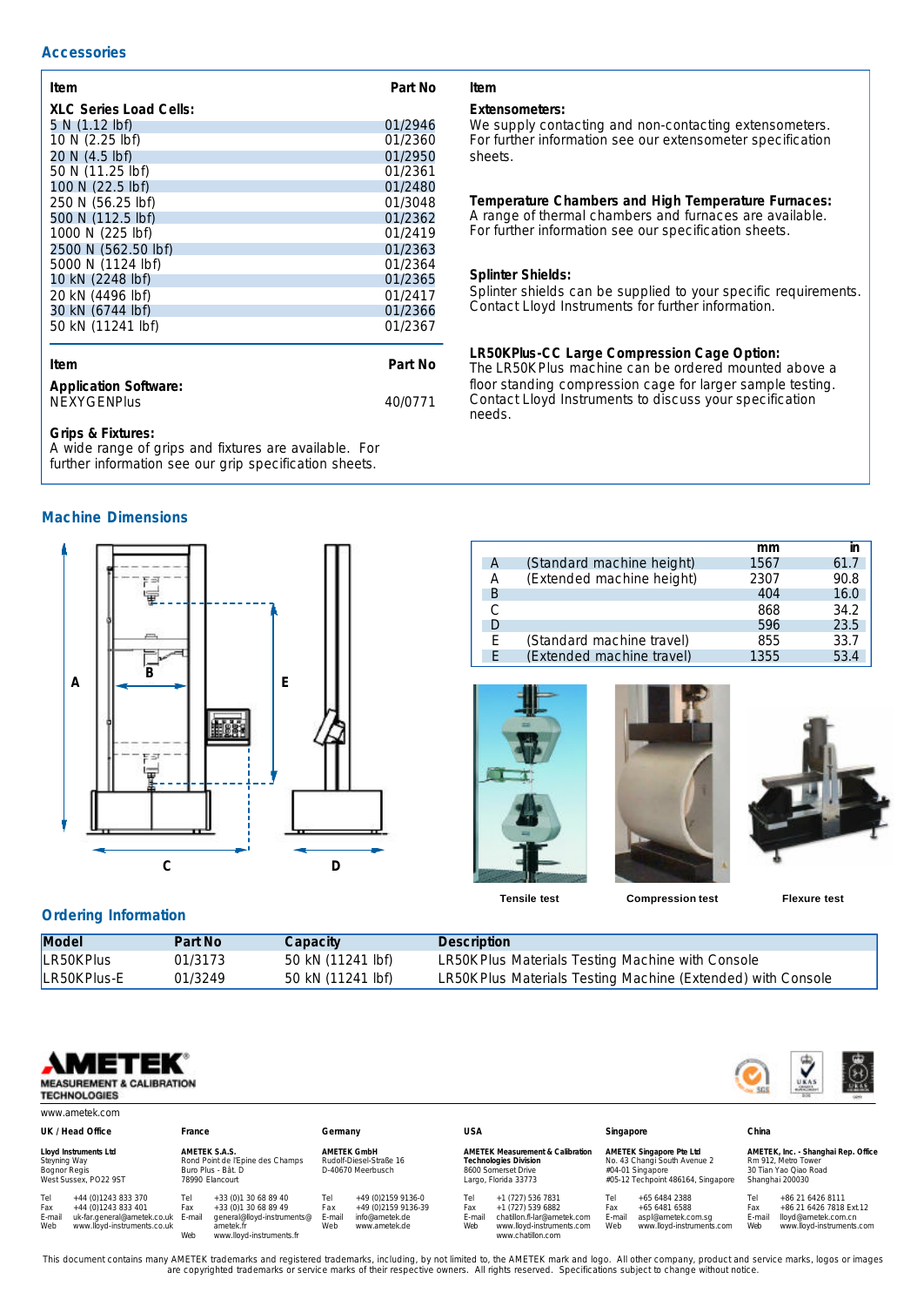## Accessories

| Item | Part No |
|---|---|
| **XLC Series Load Cells:** | |
| 5 N (1.12 lbf) | 01/2946 |
| 10 N (2.25 lbf) | 01/2360 |
| 20 N (4.5 lbf) | 01/2950 |
| 50 N (11.25 lbf) | 01/2361 |
| 100 N (22.5 lbf) | 01/2480 |
| 250 N (56.25 lbf) | 01/3048 |
| 500 N (112.5 lbf) | 01/2362 |
| 1000 N (225 lbf) | 01/2419 |
| 2500 N (562.50 lbf) | 01/2363 |
| 5000 N (1124 lbf) | 01/2364 |
| 10 kN (2248 lbf) | 01/2365 |
| 20 kN (4496 lbf) | 01/2417 |
| 30 kN (6744 lbf) | 01/2366 |
| 50 kN (11241 lbf) | 01/2367 |

| Item | Part No |
|---|---|
| **Application Software:** | |
| NEXYGENPlus | 40/0771 |

**Grips & Fixtures:**
A wide range of grips and fixtures are available. For further information see our grip specification sheets.

**Item**

**Extensometers:**
We supply contacting and non-contacting extensometers. For further information see our extensometer specification sheets.

**Temperature Chambers and High Temperature Furnaces:**
A range of thermal chambers and furnaces are available. For further information see our specification sheets.

**Splinter Shields:**
Splinter shields can be supplied to your specific requirements. Contact Lloyd Instruments for further information.

**LR50KPlus-CC Large Compression Cage Option:**
The LR50KPlus machine can be ordered mounted above a floor standing compression cage for larger sample testing. Contact Lloyd Instruments to discuss your specification needs.

## Machine Dimensions

A
B
C
D
E

| | | mm | in |
|---|---|---|---|
| A | (Standard machine height) | 1567 | 61.7 |
| A | (Extended machine height) | 2307 | 90.8 |
| B | | 404 | 16.0 |
| C | | 868 | 34.2 |
| D | | 596 | 23.5 |
| E | (Standard machine travel) | 855 | 33.7 |
| E | (Extended machine travel) | 1355 | 53.4 |

Tensile test

Compression test

Flexure test

## Ordering Information

| Model | Part No | Capacity | Description |
|---|---|---|---|
| LR50KPlus | 01/3173 | 50 kN (11241 lbf) | LR50KPlus Materials Testing Machine with Console |
| LR50KPlus-E | 01/3249 | 50 kN (11241 lbf) | LR50KPlus Materials Testing Machine (Extended) with Console |

AMETEK
MEASUREMENT & CALIBRATION TECHNOLOGIES

www.ametek.com

**UK / Head Office**
**Lloyd Instruments Ltd**
Steyning Way
Bognor Regis
West Sussex, PO22 9ST
Tel +44 (0)1243 833 370
Fax +44 (0)1243 833 401
E-mail uk-far.general@ametek.co.uk
Web www.lloyd-instruments.co.uk

**France**
**AMETEK S.A.S.**
Rond Point de l'Epine des Champs
Buro Plus - Bât. D
78990 Elancourt
Tel +33 (0)1 30 68 89 40
Fax +33 (0)1 30 68 89 49
E-mail general@lloyd-instruments@ametek.fr
Web www.lloyd-instruments.fr

**Germany**
**AMETEK GmbH**
Rudolf-Diesel-Straße 16
D-40670 Meerbusch
Tel +49 (0)2159 9136-0
Fax +49 (0)2159 9136-39
E-mail info@ametek.de
Web www.ametek.de

**USA**
**AMETEK Measurement & Calibration Technologies Division**
8600 Somerset Drive
Largo, Florida 33773
Tel +1 (727) 536 7831
Fax +1 (727) 539 6882
E-mail chatillon.fl-lar@ametek.com
Web www.lloyd-instruments.com
www.chatillon.com

**Singapore**
**AMETEK Singapore Pte Ltd**
No. 43 Changi South Avenue 2
#04-01 Singapore
#05-12 Techpoint 486164, Singapore
Tel +65 6484 2388
Fax +65 6481 6588
E-mail aspl@ametek.com.sg
Web www.lloyd-instruments.com

**China**
**AMETEK, Inc. - Shanghai Rep. Office**
Rm 912, Metro Tower
30 Tian Yao Qiao Road
Shanghai 200030
Tel +86 21 6426 8111
Fax +86 21 6426 7818 Ext.12
E-mail lloyd@ametek.com.cn
Web www.lloyd-instruments.com

This document contains many AMETEK trademarks and registered trademarks, including, by not limited to, the AMETEK mark and logo. All other company, product and service marks, logos or images are copyrighted trademarks or service marks of their respective owners. All rights reserved. Specifications subject to change without notice.